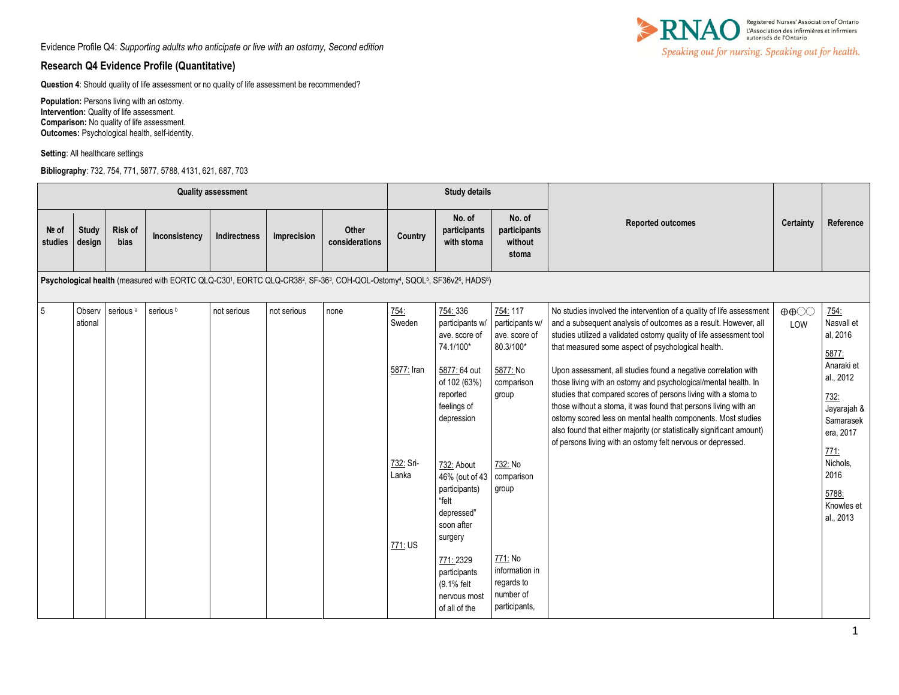Evidence Profile Q4: *Supporting adults who anticipate or live with an ostomy, Second edition*

## Research Q4 Evidence Profile (Quantitative)

**Question 4**: Should quality of life assessment or no quality of life assessment be recommended?

**Population:** Persons living with an ostomy.
**Intervention:** Quality of life assessment.
**Comparison:** No quality of life assessment.
**Outcomes:** Psychological health, self-identity.

**Setting**: All healthcare settings

**Bibliography**: 732, 754, 771, 5877, 5788, 4131, 621, 687, 703

| Quality assessment | | | | | | | Study details | | | Reported outcomes | Certainty | Reference |
|---|---|---|---|---|---|---|---|---|---|---|---|---|
| № of studies | Study design | Risk of bias | Inconsistency | Indirectness | Imprecision | Other considerations | Country | No. of participants with stoma | No. of participants without stoma | | | |
| **Psychological health** (measured with EORTC QLQ-C30[1], EORTC QLQ-CR38[2], SF-36[3], COH-QOL-Ostomy[4], SQOL[5], SF36v2[6], HADS[8]) | | | | | | | | | | | | |
| 5 | Observational | serious [a] | serious [b] | not serious | not serious | none | 754: Sweden<br><br>5877: Iran<br><br>732: Sri-Lanka<br><br>771: US | 754: 336 participants w/ ave. score of 74.1/100*<br><br>5877: 64 out of 102 (63%) reported feelings of depression<br><br>732: About 46% (out of 43 participants) "felt depressed" soon after surgery<br><br>771: 2329 participants (9.1% felt nervous most of all of the | 754: 117 participants w/ ave. score of 80.3/100*<br><br>5877: No comparison group<br><br>732: No comparison group<br><br>771: No information in regards to number of participants, | No studies involved the intervention of a quality of life assessment and a subsequent analysis of outcomes as a result. However, all studies utilized a validated ostomy quality of life assessment tool that measured some aspect of psychological health.<br><br>Upon assessment, all studies found a negative correlation with those living with an ostomy and psychological/mental health. In studies that compared scores of persons living with a stoma to those without a stoma, it was found that persons living with an ostomy scored less on mental health components. Most studies also found that either majority (or statistically significant amount) of persons living with an ostomy felt nervous or depressed. | ⊕⊕◯◯ LOW | 754: Nasvall et al, 2016<br><br>5877: Anaraki et al., 2012<br><br>732: Jayarajah & Samarasekera, 2017<br><br>771: Nichols, 2016<br><br>5788: Knowles et al., 2013 |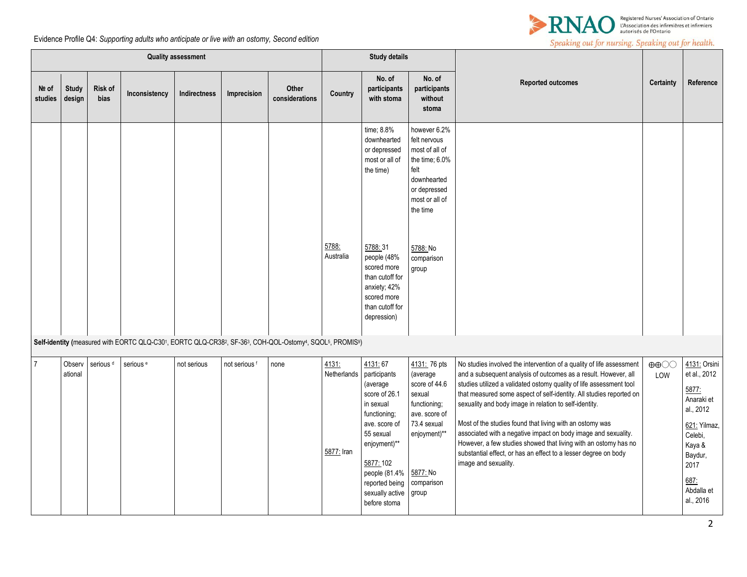Evidence Profile Q4: *Supporting adults who anticipate or live with an ostomy, Second edition*

| Quality assessment | | | | | | | Study details | | | Reported outcomes | Certainty | Reference |
|---|---|---|---|---|---|---|---|---|---|---|---|---|
| № of studies | Study design | Risk of bias | Inconsistency | Indirectness | Imprecision | Other considerations | Country | No. of participants with stoma | No. of participants without stoma | | | |
| | | | | | | | | time; 8.8% downhearted or depressed most or all of the time) | however 6.2% felt nervous most of all of the time; 6.0% felt downhearted or depressed most or all of the time | | | |
| | | | | | | | 5788: Australia | 5788: 31 people (48% scored more than cutoff for anxiety; 42% scored more than cutoff for depression) | 5788: No comparison group | | | |
| **Self-identity** (measured with EORTC QLQ-C30[1], EORTC QLQ-CR38[2], SF-36[3], COH-QOL-Ostomy[4], SQOL[5], PROMIS[9]) | | | | | | | | | | | | |
| 7 | Observational | serious [d] | serious [e] | not serious | not serious [f] | none | 4131: Netherlands<br><br>5877: Iran | 4131: 67 participants (average score of 26.1 in sexual functioning; ave. score of 55 sexual enjoyment)**<br><br>5877: 102 people (81.4% reported being sexually active before stoma | 4131: 76 pts (average score of 44.6 sexual functioning; ave. score of 73.4 sexual enjoyment)**<br><br>5877: No comparison group | No studies involved the intervention of a quality of life assessment and a subsequent analysis of outcomes as a result. However, all studies utilized a validated ostomy quality of life assessment tool that measured some aspect of self-identity. All studies reported on sexuality and body image in relation to self-identity.<br><br>Most of the studies found that living with an ostomy was associated with a negative impact on body image and sexuality. However, a few studies showed that living with an ostomy has no substantial effect, or has an effect to a lesser degree on body image and sexuality. | ⊕⊕◯◯ LOW | 4131: Orsini et al., 2012<br><br>5877: Anaraki et al., 2012<br><br>621: Yilmaz, Celebi, Kaya & Baydur, 2017<br><br>687: Abdalla et al., 2016 |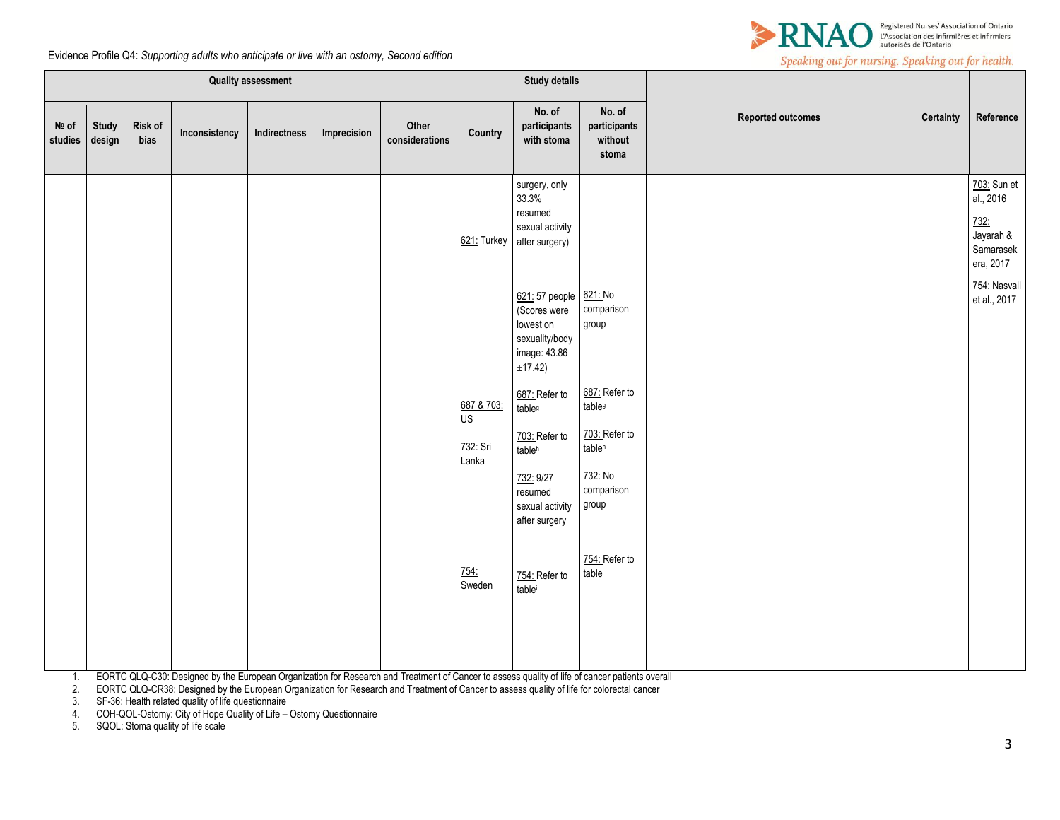Evidence Profile Q4: *Supporting adults who anticipate or live with an ostomy, Second edition*

| Quality assessment | | | | | | | Study details | | | Reported outcomes | Certainty | Reference |
|---|---|---|---|---|---|---|---|---|---|---|---|---|
| № of studies | Study design | Risk of bias | Inconsistency | Indirectness | Imprecision | Other considerations | Country | No. of participants with stoma | No. of participants without stoma | | | |
| | | | | | | | 621: Turkey<br><br>687 & 703: US<br><br>732: Sri Lanka<br><br>754: Sweden | surgery, only 33.3% resumed sexual activity after surgery)<br><br>621: 57 people (Scores were lowest on sexuality/body image: 43.86 ±17.42)<br><br>687: Refer to table[g]<br><br>703: Refer to table[h]<br><br>732: 9/27 resumed sexual activity after surgery<br><br>754: Refer to table[i] | 621: No comparison group<br><br>687: Refer to table[g]<br><br>703: Refer to table[h]<br><br>732: No comparison group<br><br>754: Refer to table[i] | | | 703: Sun et al., 2016<br><br>732: Jayarah & Samarasekera, 2017<br><br>754: Nasvall et al., 2017 |

1. EORTC QLQ-C30: Designed by the European Organization for Research and Treatment of Cancer to assess quality of life of cancer patients overall
2. EORTC QLQ-CR38: Designed by the European Organization for Research and Treatment of Cancer to assess quality of life for colorectal cancer
3. SF-36: Health related quality of life questionnaire
4. COH-QOL-Ostomy: City of Hope Quality of Life – Ostomy Questionnaire
5. SQOL: Stoma quality of life scale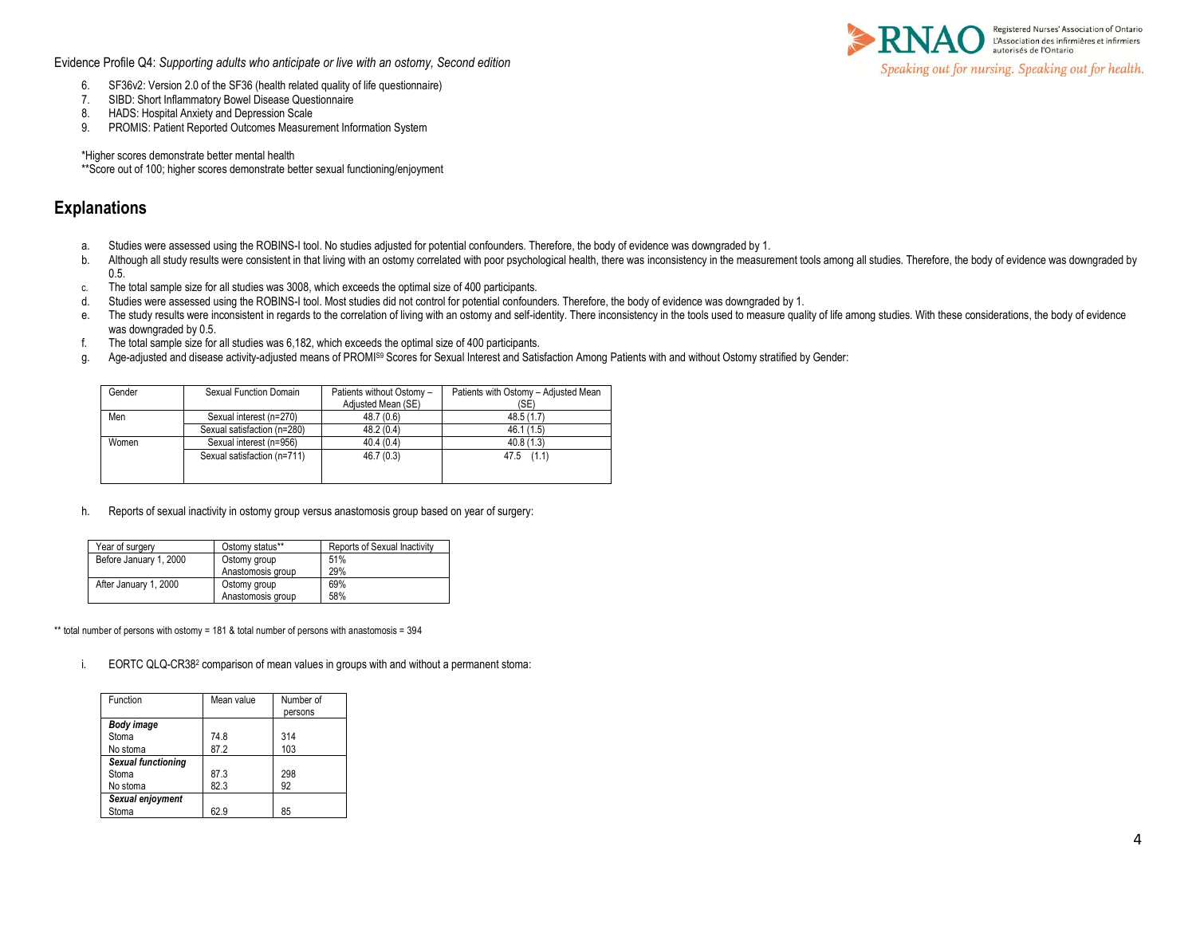6. SF36v2: Version 2.0 of the SF36 (health related quality of life questionnaire)
7. SIBD: Short Inflammatory Bowel Disease Questionnaire
8. HADS: Hospital Anxiety and Depression Scale
9. PROMIS: Patient Reported Outcomes Measurement Information System

*Higher scores demonstrate better mental health
**Score out of 100; higher scores demonstrate better sexual functioning/enjoyment

## Explanations

a. Studies were assessed using the ROBINS-I tool. No studies adjusted for potential confounders. Therefore, the body of evidence was downgraded by 1.
b. Although all study results were consistent in that living with an ostomy correlated with poor psychological health, there was inconsistency in the measurement tools among all studies. Therefore, the body of evidence was downgraded by 0.5.
c. The total sample size for all studies was 3008, which exceeds the optimal size of 400 participants.
d. Studies were assessed using the ROBINS-I tool. Most studies did not control for potential confounders. Therefore, the body of evidence was downgraded by 1.
e. The study results were inconsistent in regards to the correlation of living with an ostomy and self-identity. There inconsistency in the tools used to measure quality of life among studies. With these considerations, the body of evidence was downgraded by 0.5.
f. The total sample size for all studies was 6,182, which exceeds the optimal size of 400 participants.
g. Age-adjusted and disease activity-adjusted means of PROMIS[9] Scores for Sexual Interest and Satisfaction Among Patients with and without Ostomy stratified by Gender:

| Gender | Sexual Function Domain | Patients without Ostomy – Adjusted Mean (SE) | Patients with Ostomy – Adjusted Mean (SE) |
|---|---|---|---|
| Men | Sexual interest (n=270) | 48.7 (0.6) | 48.5 (1.7) |
| | Sexual satisfaction (n=280) | 48.2 (0.4) | 46.1 (1.5) |
| Women | Sexual interest (n=956) | 40.4 (0.4) | 40.8 (1.3) |
| | Sexual satisfaction (n=711) | 46.7 (0.3) | 47.5 (1.1) |

h. Reports of sexual inactivity in ostomy group versus anastomosis group based on year of surgery:

| Year of surgery | Ostomy status** | Reports of Sexual Inactivity |
|---|---|---|
| Before January 1, 2000 | Ostomy group | 51% |
| | Anastomosis group | 29% |
| After January 1, 2000 | Ostomy group | 69% |
| | Anastomosis group | 58% |

** total number of persons with ostomy = 181 & total number of persons with anastomosis = 394

i. EORTC QLQ-CR38[2] comparison of mean values in groups with and without a permanent stoma:

| Function | Mean value | Number of persons |
|---|---|---|
| ***Body image*** | | |
| Stoma | 74.8 | 314 |
| No stoma | 87.2 | 103 |
| ***Sexual functioning*** | | |
| Stoma | 87.3 | 298 |
| No stoma | 82.3 | 92 |
| ***Sexual enjoyment*** | | |
| Stoma | 62.9 | 85 |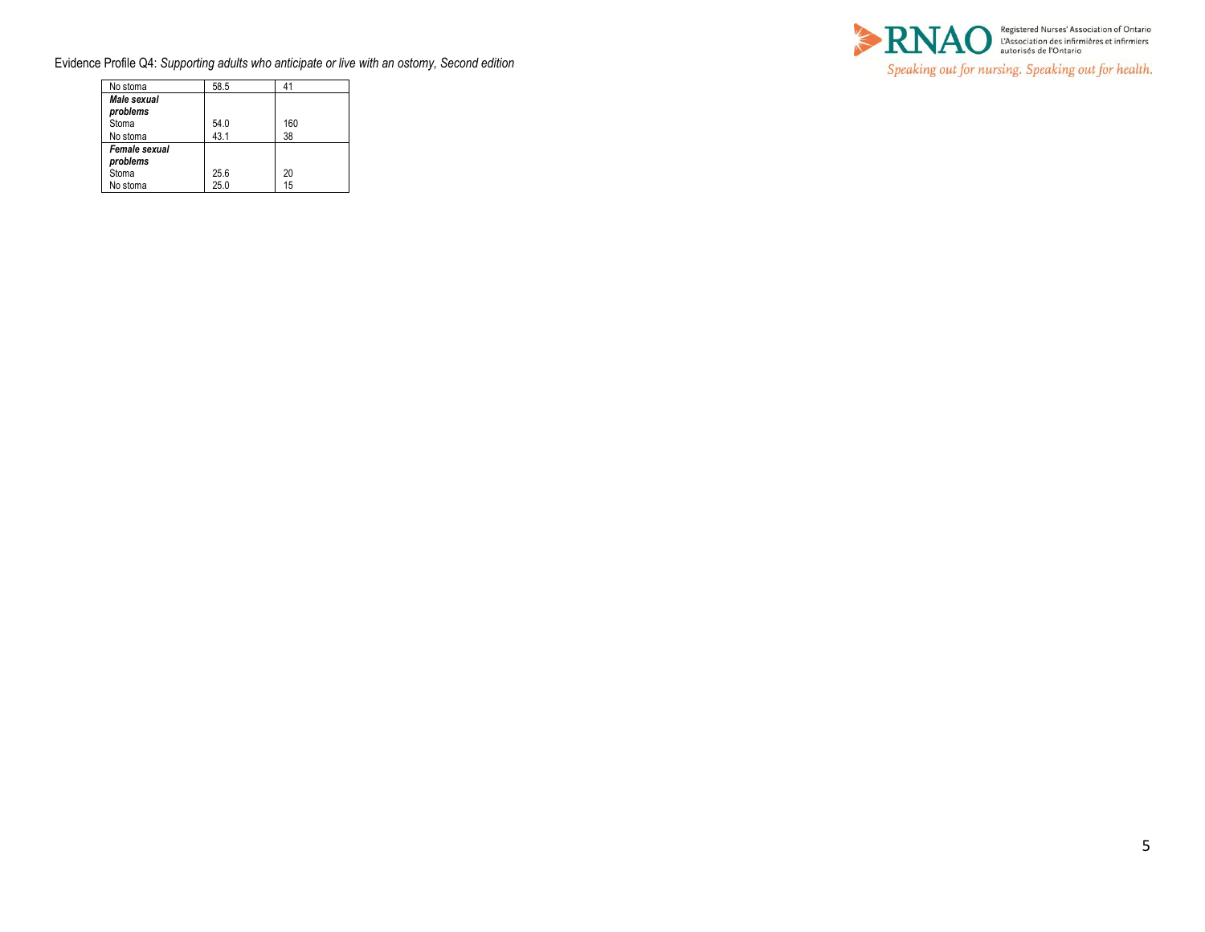| | | |
|---|---|---|
| No stoma | 58.5 | 41 |
| ***Male sexual problems*** | | |
| Stoma | 54.0 | 160 |
| No stoma | 43.1 | 38 |
| ***Female sexual problems*** | | |
| Stoma | 25.6 | 20 |
| No stoma | 25.0 | 15 |